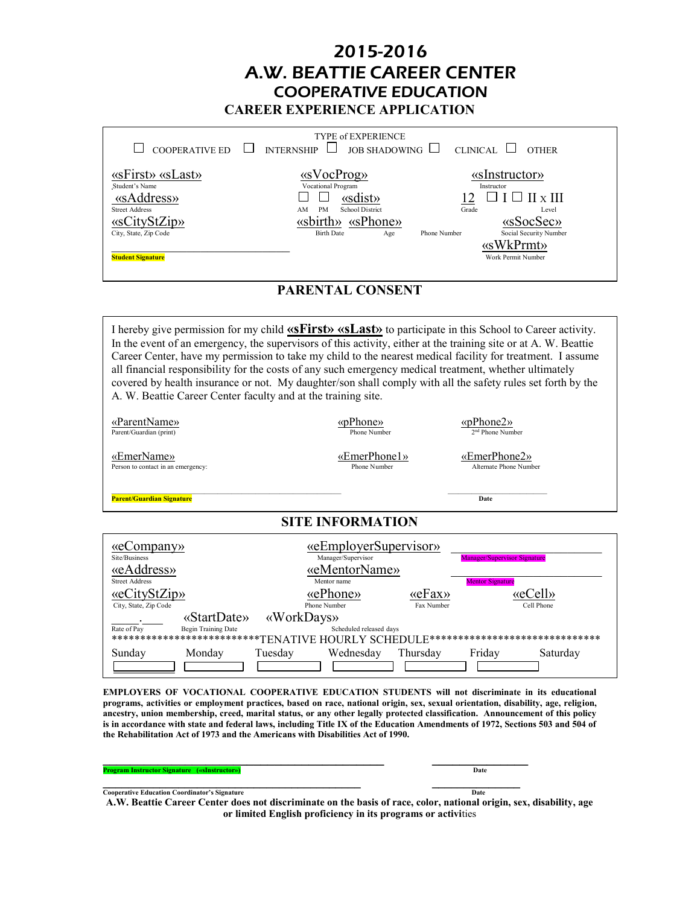# 2015-2016
# A.W. BEATTIE CAREER CENTER
## COOPERATIVE EDUCATION
### CAREER EXPERIENCE APPLICATION

TYPE of EXPERIENCE

☐ COOPERATIVE ED ☐ INTERNSHIP ☐ JOB SHADOWING ☐ CLINICAL ☐ OTHER

| | | |
|---|---|---|
| «sFirst» «sLast»<br>Student's Name | «sVocProg»<br>Vocational Program | «sInstructor»<br>Instructor |
| «sAddress»<br>Street Address | ☐ AM ☐ PM «sdist»<br>School District | 12<br>Grade ☐ I ☐ II x III<br>Level |
| «sCityStZip»<br>City, State, Zip Code | «sbirth» «sPhone»<br>Birth Date Age Phone Number | «sSocSec»<br>Social Security Number |
| ______________________<br>Student Signature | | «sWkPrmt»<br>Work Permit Number |

## PARENTAL CONSENT

I hereby give permission for my child **«sFirst» «sLast»** to participate in this School to Career activity. In the event of an emergency, the supervisors of this activity, either at the training site or at A. W. Beattie Career Center, have my permission to take my child to the nearest medical facility for treatment. I assume all financial responsibility for the costs of any such emergency medical treatment, whether ultimately covered by health insurance or not. My daughter/son shall comply with all the safety rules set forth by the A. W. Beattie Career Center faculty and at the training site.

| | | |
|---|---|---|
| «ParentName»<br>Parent/Guardian (print) | «pPhone»<br>Phone Number | «pPhone2»<br>2nd Phone Number |
| «EmerName»<br>Person to contact in an emergency: | «EmerPhone1»<br>Phone Number | «EmerPhone2»<br>Alternate Phone Number |

______________________ Parent/Guardian Signature ______________ Date

## SITE INFORMATION

| | | | |
|---|---|---|---|
| «eCompany»<br>Site/Business | «eEmployerSupervisor»<br>Manager/Supervisor | | ______________<br>Manager/Supervisor Signature |
| «eAddress»<br>Street Address | «eMentorName»<br>Mentor name | | ______________<br>Mentor Signature |
| «eCityStZip»<br>City, State, Zip Code | «ePhone»<br>Phone Number | «eFax»<br>Fax Number | «eCell»<br>Cell Phone |
| _____._____ Rate of Pay «StartDate» Begin Training Date | «WorkDays»<br>Scheduled released days | | |

*************************TENATIVE HOURLY SCHEDULE*****************************

| Sunday | Monday | Tuesday | Wednesday | Thursday | Friday | Saturday |
|---|---|---|---|---|---|---|
| | | | | | | |

**EMPLOYERS OF VOCATIONAL COOPERATIVE EDUCATION STUDENTS will not discriminate in its educational programs, activities or employment practices, based on race, national origin, sex, sexual orientation, disability, age, religion, ancestry, union membership, creed, marital status, or any other legally protected classification. Announcement of this policy is in accordance with state and federal laws, including Title IX of the Education Amendments of 1972, Sections 503 and 504 of the Rehabilitation Act of 1973 and the Americans with Disabilities Act of 1990.**

______________________________ ______________
**Program Instructor Signature («sInstructor»)** **Date**

______________________________ ______________
**Cooperative Education Coordinator's Signature** **Date**

**A.W. Beattie Career Center does not discriminate on the basis of race, color, national origin, sex, disability, age or limited English proficiency in its programs or activi**ties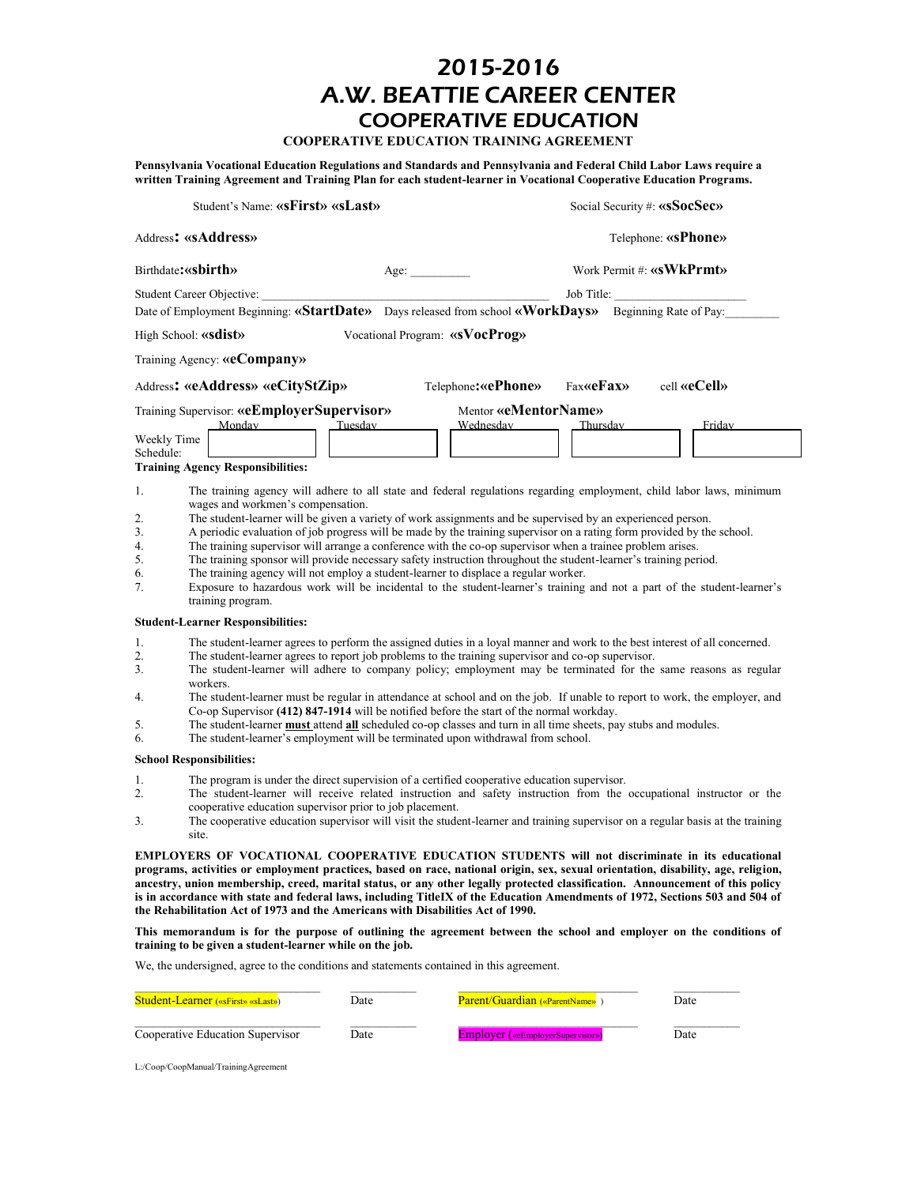# 2015-2016
# A.W. BEATTIE CAREER CENTER
## COOPERATIVE EDUCATION

### COOPERATIVE EDUCATION TRAINING AGREEMENT

**Pennsylvania Vocational Education Regulations and Standards and Pennsylvania and Federal Child Labor Laws require a written Training Agreement and Training Plan for each student-learner in Vocational Cooperative Education Programs.**

Student's Name: **«sFirst» «sLast»** Social Security #: **«sSocSec»**

Address**: «sAddress»** Telephone: **«sPhone»**

Birthdate**:«sbirth»** Age: __________ Work Permit #: **«sWkPrmt»**

Student Career Objective: ______________________________________________ Job Title: ______________________

Date of Employment Beginning: **«StartDate»** Days released from school **«WorkDays»** Beginning Rate of Pay:_________

High School: **«sdist»** Vocational Program: **«sVocProg»**

Training Agency: **«eCompany»**

Address**: «eAddress» «eCityStZip»** Telephone**:«ePhone»** Fax**«eFax»** cell **«eCell»**

Training Supervisor: **«eEmployerSupervisor»** Mentor **«eMentorName»**

| Weekly Time Schedule: | Monday | Tuesday | Wednesday | Thursday | Friday |
|---|---|---|---|---|---|
| | | | | | |

**Training Agency Responsibilities:**

1. The training agency will adhere to all state and federal regulations regarding employment, child labor laws, minimum wages and workmen's compensation.
2. The student-learner will be given a variety of work assignments and be supervised by an experienced person.
3. A periodic evaluation of job progress will be made by the training supervisor on a rating form provided by the school.
4. The training supervisor will arrange a conference with the co-op supervisor when a trainee problem arises.
5. The training sponsor will provide necessary safety instruction throughout the student-learner's training period.
6. The training agency will not employ a student-learner to displace a regular worker.
7. Exposure to hazardous work will be incidental to the student-learner's training and not a part of the student-learner's training program.

**Student-Learner Responsibilities:**

1. The student-learner agrees to perform the assigned duties in a loyal manner and work to the best interest of all concerned.
2. The student-learner agrees to report job problems to the training supervisor and co-op supervisor.
3. The student-learner will adhere to company policy; employment may be terminated for the same reasons as regular workers.
4. The student-learner must be regular in attendance at school and on the job. If unable to report to work, the employer, and Co-op Supervisor **(412) 847-1914** will be notified before the start of the normal workday.
5. The student-learner **<u>must</u>** attend **<u>all</u>** scheduled co-op classes and turn in all time sheets, pay stubs and modules.
6. The student-learner's employment will be terminated upon withdrawal from school.

**School Responsibilities:**

1. The program is under the direct supervision of a certified cooperative education supervisor.
2. The student-learner will receive related instruction and safety instruction from the occupational instructor or the cooperative education supervisor prior to job placement.
3. The cooperative education supervisor will visit the student-learner and training supervisor on a regular basis at the training site.

**EMPLOYERS OF VOCATIONAL COOPERATIVE EDUCATION STUDENTS will not discriminate in its educational programs, activities or employment practices, based on race, national origin, sex, sexual orientation, disability, age, religion, ancestry, union membership, creed, marital status, or any other legally protected classification. Announcement of this policy is in accordance with state and federal laws, including TitleIX of the Education Amendments of 1972, Sections 503 and 504 of the Rehabilitation Act of 1973 and the Americans with Disabilities Act of 1990.**

**This memorandum is for the purpose of outlining the agreement between the school and employer on the conditions of training to be given a student-learner while on the job.**

We, the undersigned, agree to the conditions and statements contained in this agreement.

| ______________________________ | __________ | ______________________________ | __________ |
|---|---|---|---|
| Student-Learner («sFirst» «sLast») | Date | Parent/Guardian («ParentName» ) | Date |
| ______________________________ | __________ | ______________________________ | __________ |
| Cooperative Education Supervisor | Date | Employer («eEmployerSupervisor») | Date |

L:/Coop/CoopManual/TrainingAgreement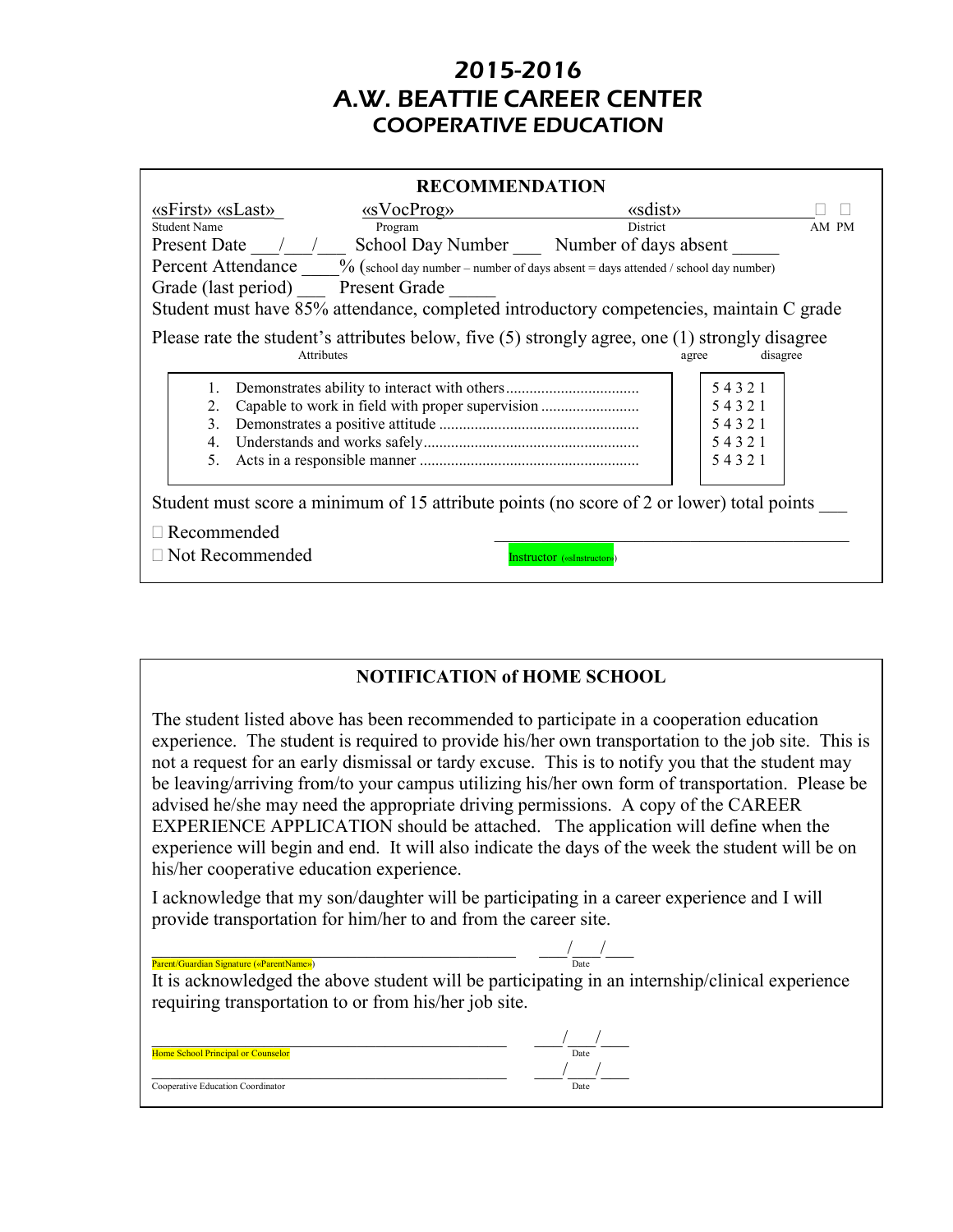# 2015-2016
# A.W. BEATTIE CAREER CENTER
## COOPERATIVE EDUCATION

### RECOMMENDATION

| «sFirst» «sLast» | «sVocProg» | «sdist» | ☐ ☐ |
|---|---|---|---|
| Student Name | Program | District | AM PM |

Present Date ___/___/___ School Day Number ___ Number of days absent _____

Percent Attendance ____% (school day number – number of days absent = days attended / school day number)

Grade (last period) ___ Present Grade _____

Student must have 85% attendance, completed introductory competencies, maintain C grade

Please rate the student's attributes below, five (5) strongly agree, one (1) strongly disagree

| Attributes | agree … disagree |
|---|---|
| 1. Demonstrates ability to interact with others | 5 4 3 2 1 |
| 2. Capable to work in field with proper supervision | 5 4 3 2 1 |
| 3. Demonstrates a positive attitude | 5 4 3 2 1 |
| 4. Understands and works safely | 5 4 3 2 1 |
| 5. Acts in a responsible manner | 5 4 3 2 1 |

Student must score a minimum of 15 attribute points (no score of 2 or lower) total points ___

☐ Recommended

☐ Not Recommended

_________________________________________
Instructor («sInstructor»)

### NOTIFICATION of HOME SCHOOL

The student listed above has been recommended to participate in a cooperation education experience. The student is required to provide his/her own transportation to the job site. This is not a request for an early dismissal or tardy excuse. This is to notify you that the student may be leaving/arriving from/to your campus utilizing his/her own form of transportation. Please be advised he/she may need the appropriate driving permissions. A copy of the CAREER EXPERIENCE APPLICATION should be attached. The application will define when the experience will begin and end. It will also indicate the days of the week the student will be on his/her cooperative education experience.

I acknowledge that my son/daughter will be participating in a career experience and I will provide transportation for him/her to and from the career site.

_________________________________________ ____/___/___
Parent/Guardian Signature («ParentName») Date

It is acknowledged the above student will be participating in an internship/clinical experience requiring transportation to or from his/her job site.

_________________________________________ ____/___/___
Home School Principal or Counselor Date

_________________________________________ ____/___/___
Cooperative Education Coordinator Date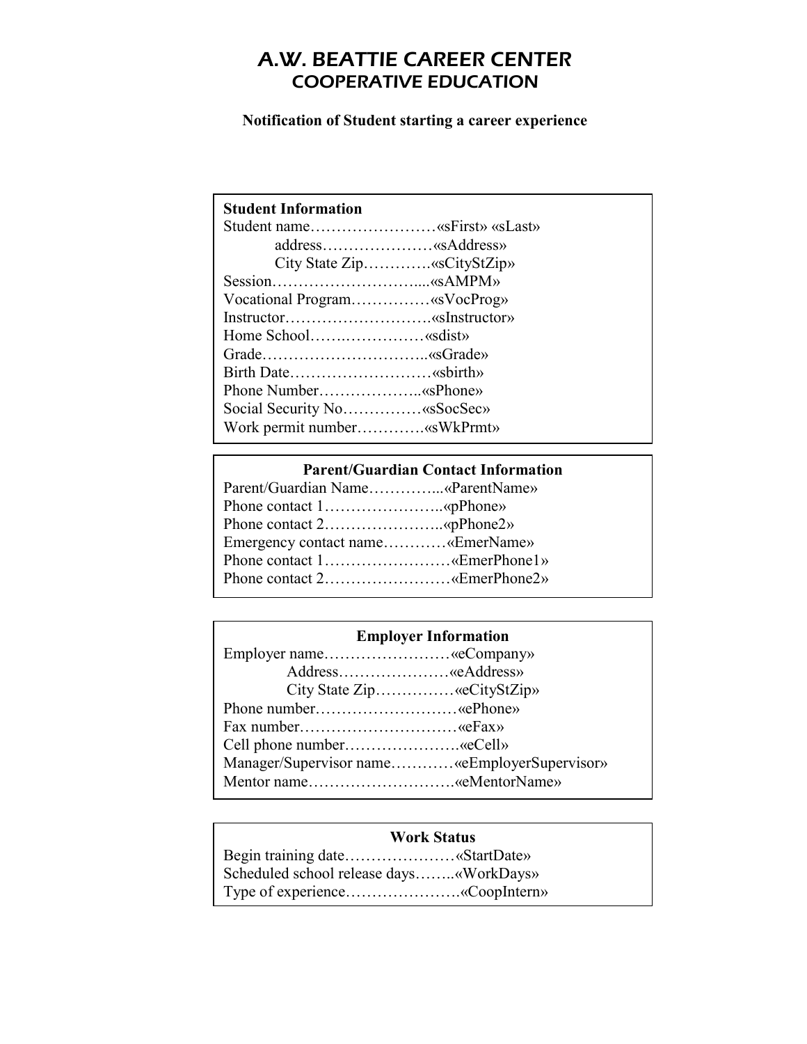# A.W. BEATTIE CAREER CENTER
## COOPERATIVE EDUCATION

**Notification of Student starting a career experience**

**Student Information**

Student name……………………«sFirst» «sLast»
address…………………«sAddress»
City State Zip………….«sCityStZip»
Session………………………....«sAMPM»
Vocational Program……………«sVocProg»
Instructor……………………….«sInstructor»
Home School…….……………«sdist»
Grade…………………………..«sGrade»
Birth Date………………………«sbirth»
Phone Number………………..«sPhone»
Social Security No……………«sSocSec»
Work permit number………….«sWkPrmt»

**Parent/Guardian Contact Information**

Parent/Guardian Name…………...«ParentName»
Phone contact 1…………………..«pPhone»
Phone contact 2…………………..«pPhone2»
Emergency contact name…………«EmerName»
Phone contact 1……………………«EmerPhone1»
Phone contact 2……………………«EmerPhone2»

**Employer Information**

Employer name……………………«eCompany»
Address…………………«eAddress»
City State Zip……………«eCityStZip»
Phone number………………………«ePhone»
Fax number…………………………«eFax»
Cell phone number………………….«eCell»
Manager/Supervisor name…………«eEmployerSupervisor»
Mentor name……………………….«eMentorName»

**Work Status**

Begin training date…………………«StartDate»
Scheduled school release days……..«WorkDays»
Type of experience………………….«CoopIntern»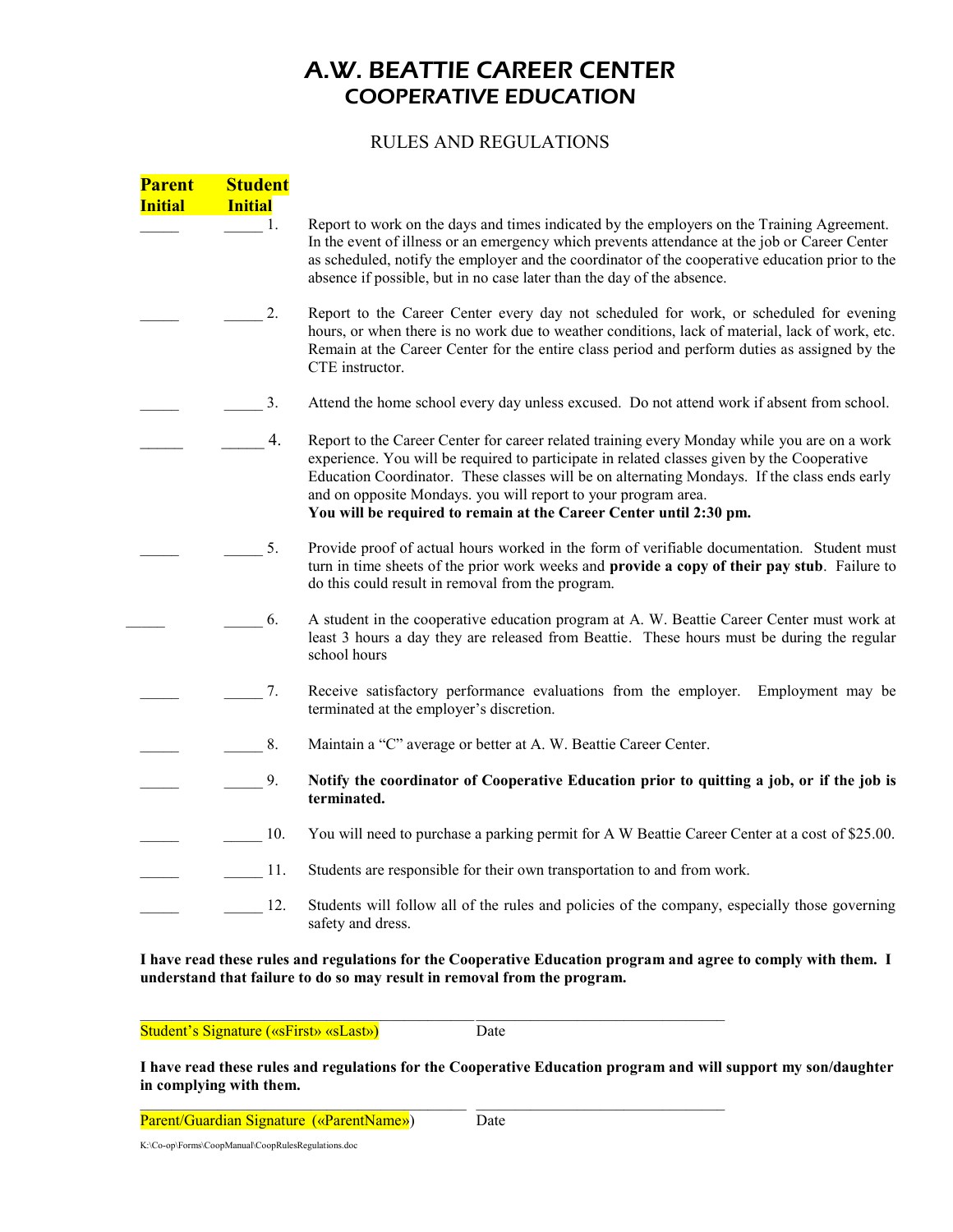# A.W. BEATTIE CAREER CENTER
## COOPERATIVE EDUCATION

### RULES AND REGULATIONS

| Parent Initial | Student Initial | | |
|---|---|---|---|
| _____ | _____ | 1. | Report to work on the days and times indicated by the employers on the Training Agreement. In the event of illness or an emergency which prevents attendance at the job or Career Center as scheduled, notify the employer and the coordinator of the cooperative education prior to the absence if possible, but in no case later than the day of the absence. |
| _____ | _____ | 2. | Report to the Career Center every day not scheduled for work, or scheduled for evening hours, or when there is no work due to weather conditions, lack of material, lack of work, etc. Remain at the Career Center for the entire class period and perform duties as assigned by the CTE instructor. |
| _____ | _____ | 3. | Attend the home school every day unless excused. Do not attend work if absent from school. |
| ______ | ______ | 4. | Report to the Career Center for career related training every Monday while you are on a work experience. You will be required to participate in related classes given by the Cooperative Education Coordinator. These classes will be on alternating Mondays. If the class ends early and on opposite Mondays. you will report to your program area. **You will be required to remain at the Career Center until 2:30 pm.** |
| _____ | _____ | 5. | Provide proof of actual hours worked in the form of verifiable documentation. Student must turn in time sheets of the prior work weeks and **provide a copy of their pay stub**. Failure to do this could result in removal from the program. |
| _____ | _____ | 6. | A student in the cooperative education program at A. W. Beattie Career Center must work at least 3 hours a day they are released from Beattie. These hours must be during the regular school hours |
| _____ | _____ | 7. | Receive satisfactory performance evaluations from the employer. Employment may be terminated at the employer's discretion. |
| _____ | _____ | 8. | Maintain a "C" average or better at A. W. Beattie Career Center. |
| _____ | _____ | 9. | **Notify the coordinator of Cooperative Education prior to quitting a job, or if the job is terminated.** |
| _____ | _____ | 10. | You will need to purchase a parking permit for A W Beattie Career Center at a cost of $25.00. |
| _____ | _____ | 11. | Students are responsible for their own transportation to and from work. |
| _____ | _____ | 12. | Students will follow all of the rules and policies of the company, especially those governing safety and dress. |

**I have read these rules and regulations for the Cooperative Education program and agree to comply with them. I understand that failure to do so may result in removal from the program.**

_______________________________________ _______________________________

Student's Signature («sFirst» «sLast») Date

**I have read these rules and regulations for the Cooperative Education program and will support my son/daughter in complying with them.**

_______________________________________ _______________________________

Parent/Guardian Signature («ParentName») Date

K:\Co-op\Forms\CoopManual\CoopRulesRegulations.doc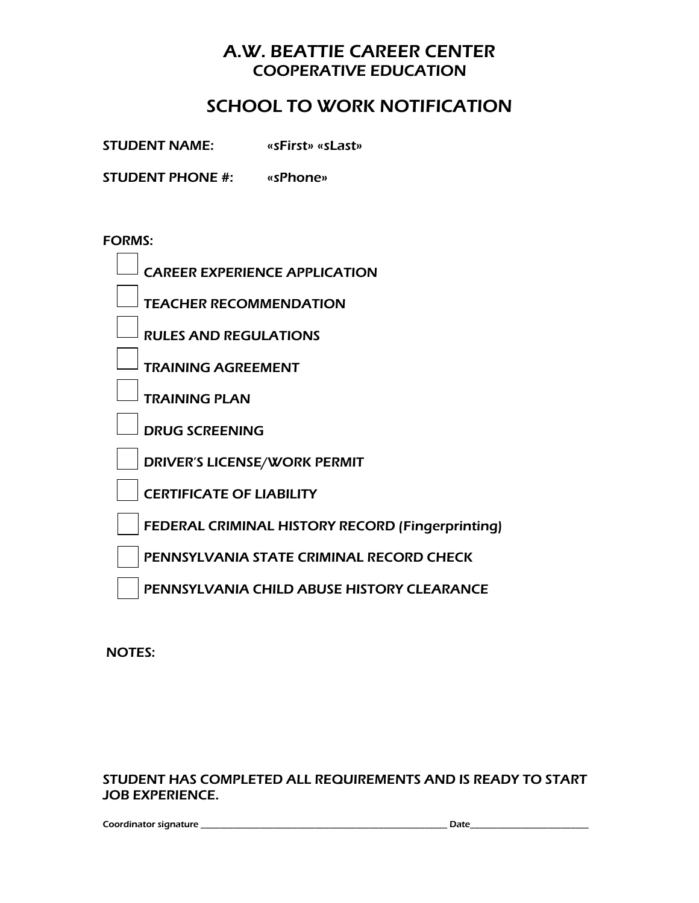# A.W. BEATTIE CAREER CENTER
## COOPERATIVE EDUCATION

## SCHOOL TO WORK NOTIFICATION

STUDENT NAME: «sFirst» «sLast»

STUDENT PHONE #: «sPhone»

FORMS:

- ☐ CAREER EXPERIENCE APPLICATION
- ☐ TEACHER RECOMMENDATION
- ☐ RULES AND REGULATIONS
- ☐ TRAINING AGREEMENT
- ☐ TRAINING PLAN
- ☐ DRUG SCREENING
- ☐ DRIVER'S LICENSE/WORK PERMIT
- ☐ CERTIFICATE OF LIABILITY
- ☐ FEDERAL CRIMINAL HISTORY RECORD (Fingerprinting)
- ☐ PENNSYLVANIA STATE CRIMINAL RECORD CHECK
- ☐ PENNSYLVANIA CHILD ABUSE HISTORY CLEARANCE

NOTES:

STUDENT HAS COMPLETED ALL REQUIREMENTS AND IS READY TO START JOB EXPERIENCE.

Coordinator signature ___________________________________________ Date____________________